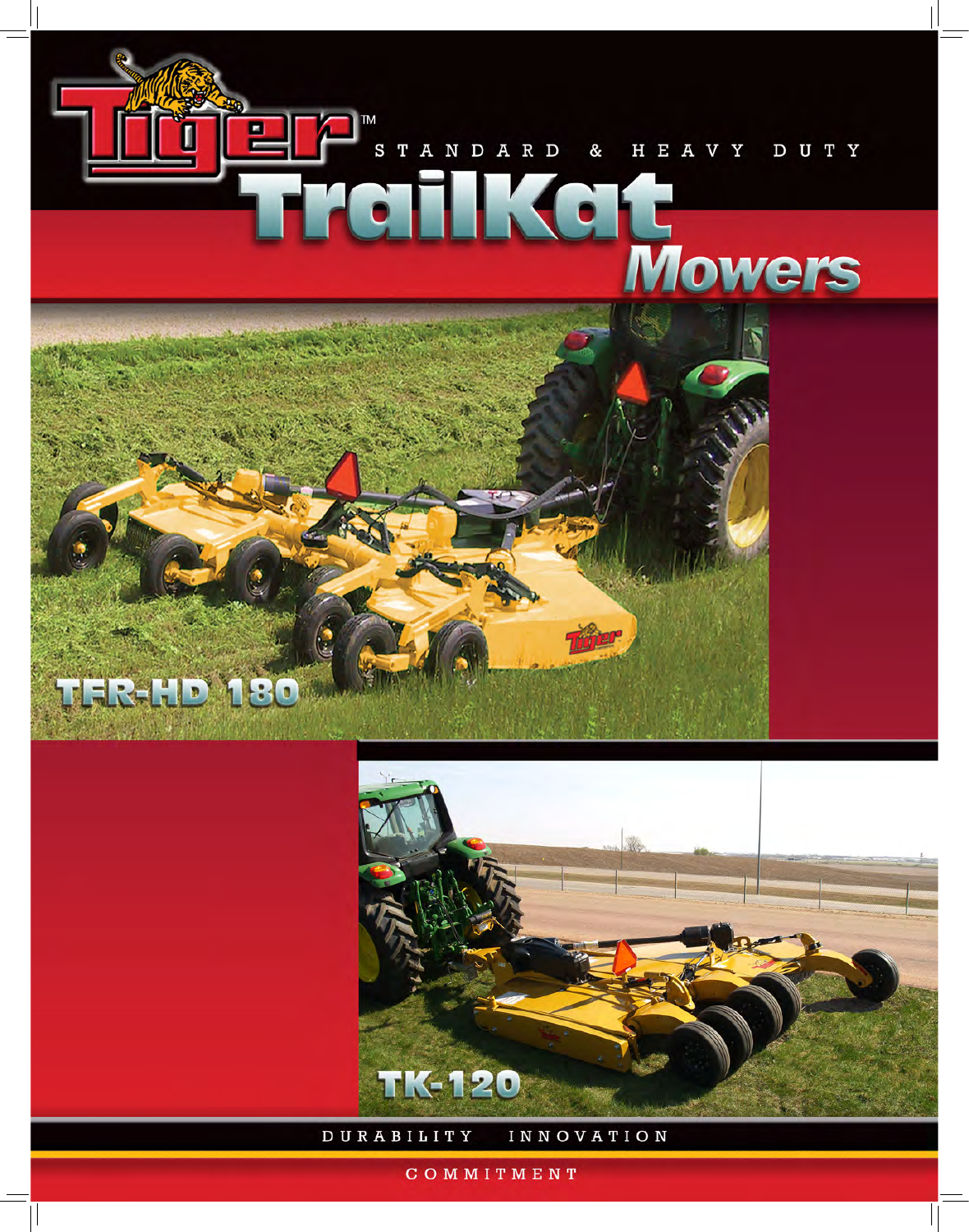# Tiger™

STANDARD & HEAVY DUTY

# TrailKat Mowers

TFR-HD 180

TK-120

DURABILITY INNOVATION

COMMITMENT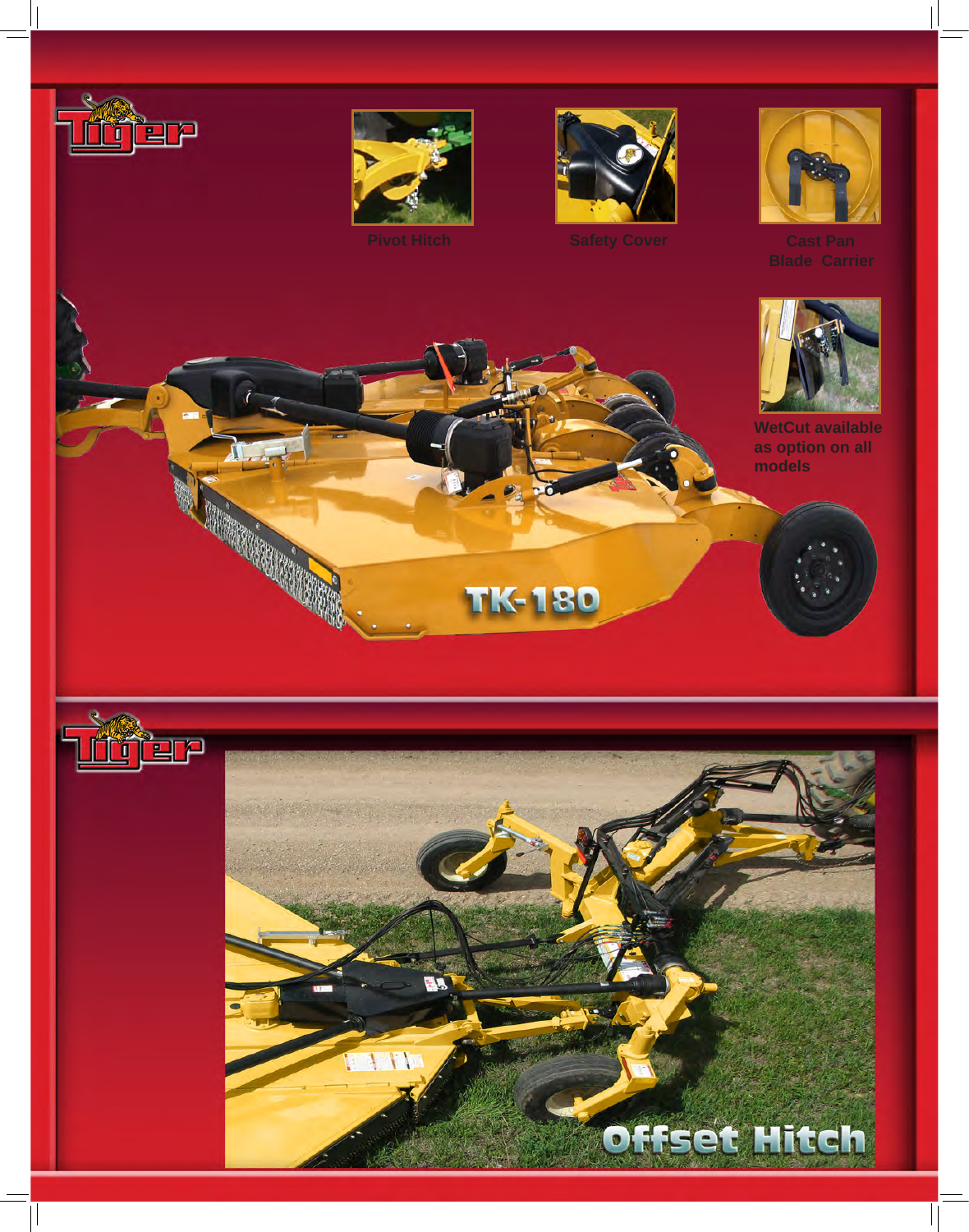Pivot Hitch

Safety Cover

Cast Pan Blade Carrier

WetCut available as option on all models

TK-180

Offset Hitch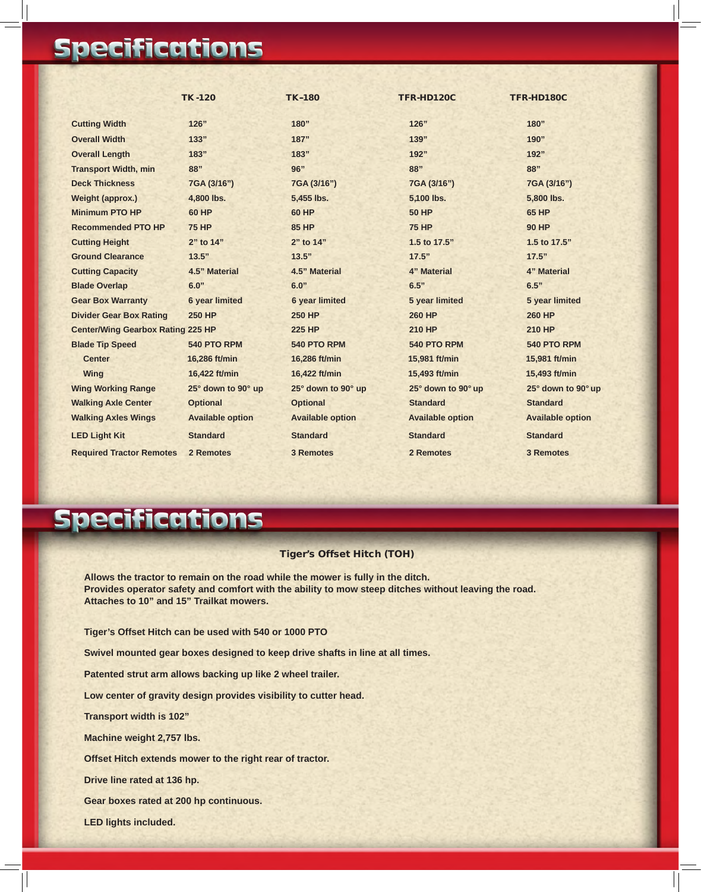# Specifications

| | TK-120 | TK–180 | TFR-HD120C | TFR-HD180C |
|---|---|---|---|---|
| Cutting Width | 126” | 180” | 126” | 180” |
| Overall Width | 133” | 187” | 139” | 190” |
| Overall Length | 183” | 183” | 192” | 192” |
| Transport Width, min | 88” | 96” | 88” | 88” |
| Deck Thickness | 7GA (3/16”) | 7GA (3/16”) | 7GA (3/16”) | 7GA (3/16”) |
| Weight (approx.) | 4,800 lbs. | 5,455 lbs. | 5,100 lbs. | 5,800 lbs. |
| Minimum PTO HP | 60 HP | 60 HP | 50 HP | 65 HP |
| Recommended PTO HP | 75 HP | 85 HP | 75 HP | 90 HP |
| Cutting Height | 2” to 14” | 2” to 14” | 1.5 to 17.5” | 1.5 to 17.5” |
| Ground Clearance | 13.5” | 13.5” | 17.5” | 17.5” |
| Cutting Capacity | 4.5” Material | 4.5” Material | 4” Material | 4” Material |
| Blade Overlap | 6.0” | 6.0” | 6.5” | 6.5” |
| Gear Box Warranty | 6 year limited | 6 year limited | 5 year limited | 5 year limited |
| Divider Gear Box Rating | 250 HP | 250 HP | 260 HP | 260 HP |
| Center/Wing Gearbox Rating | 225 HP | 225 HP | 210 HP | 210 HP |
| Blade Tip Speed | 540 PTO RPM | 540 PTO RPM | 540 PTO RPM | 540 PTO RPM |
| Center | 16,286 ft/min | 16,286 ft/min | 15,981 ft/min | 15,981 ft/min |
| Wing | 16,422 ft/min | 16,422 ft/min | 15,493 ft/min | 15,493 ft/min |
| Wing Working Range | 25° down to 90° up | 25° down to 90° up | 25° down to 90° up | 25° down to 90° up |
| Walking Axle Center | Optional | Optional | Standard | Standard |
| Walking Axles Wings | Available option | Available option | Available option | Available option |
| LED Light Kit | Standard | Standard | Standard | Standard |
| Required Tractor Remotes | 2 Remotes | 3 Remotes | 2 Remotes | 3 Remotes |

# Specifications

### Tiger’s Offset Hitch (TOH)

Allows the tractor to remain on the road while the mower is fully in the ditch.
Provides operator safety and comfort with the ability to mow steep ditches without leaving the road.
Attaches to 10” and 15” Trailkat mowers.

Tiger’s Offset Hitch can be used with 540 or 1000 PTO

Swivel mounted gear boxes designed to keep drive shafts in line at all times.

Patented strut arm allows backing up like 2 wheel trailer.

Low center of gravity design provides visibility to cutter head.

Transport width is 102”

Machine weight 2,757 lbs.

Offset Hitch extends mower to the right rear of tractor.

Drive line rated at 136 hp.

Gear boxes rated at 200 hp continuous.

LED lights included.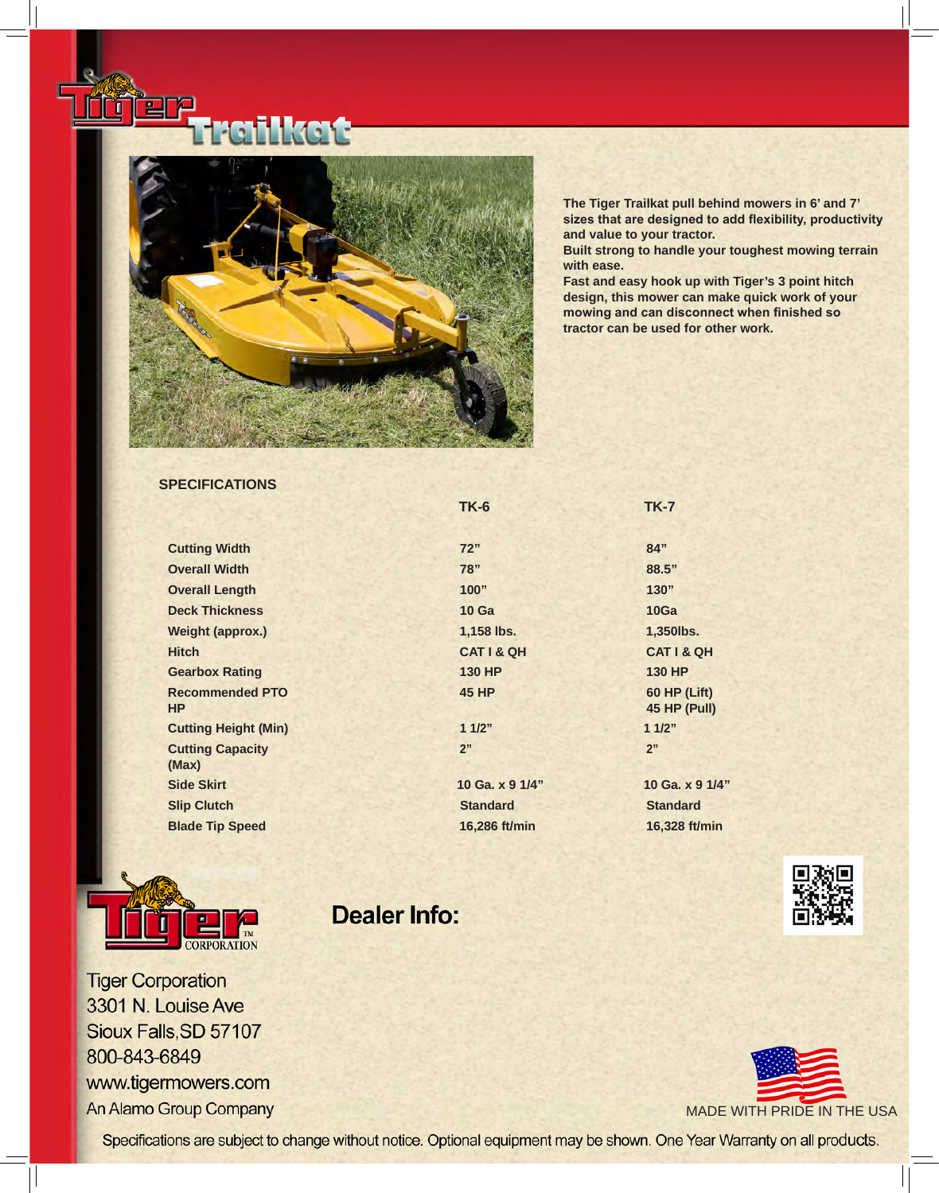# Tiger Trailkat

The Tiger Trailkat pull behind mowers in 6' and 7' sizes that are designed to add flexibility, productivity and value to your tractor.
Built strong to handle your toughest mowing terrain with ease.
Fast and easy hook up with Tiger's 3 point hitch design, this mower can make quick work of your mowing and can disconnect when finished so tractor can be used for other work.

## SPECIFICATIONS

| | TK-6 | TK-7 |
|---|---|---|
| Cutting Width | 72" | 84" |
| Overall Width | 78" | 88.5" |
| Overall Length | 100" | 130" |
| Deck Thickness | 10 Ga | 10Ga |
| Weight (approx.) | 1,158 lbs. | 1,350lbs. |
| Hitch | CAT I & QH | CAT I & QH |
| Gearbox Rating | 130 HP | 130 HP |
| Recommended PTO HP | 45 HP | 60 HP (Lift)<br>45 HP (Pull) |
| Cutting Height (Min) | 1 1/2" | 1 1/2" |
| Cutting Capacity (Max) | 2" | 2" |
| Side Skirt | 10 Ga. x 9 1/4" | 10 Ga. x 9 1/4" |
| Slip Clutch | Standard | Standard |
| Blade Tip Speed | 16,286 ft/min | 16,328 ft/min |

Tiger™ CORPORATION

**Dealer Info:**

Tiger Corporation
3301 N. Louise Ave
Sioux Falls, SD 57107
800-843-6849
www.tigermowers.com
An Alamo Group Company

MADE WITH PRIDE IN THE USA

Specifications are subject to change without notice. Optional equipment may be shown. One Year Warranty on all products.